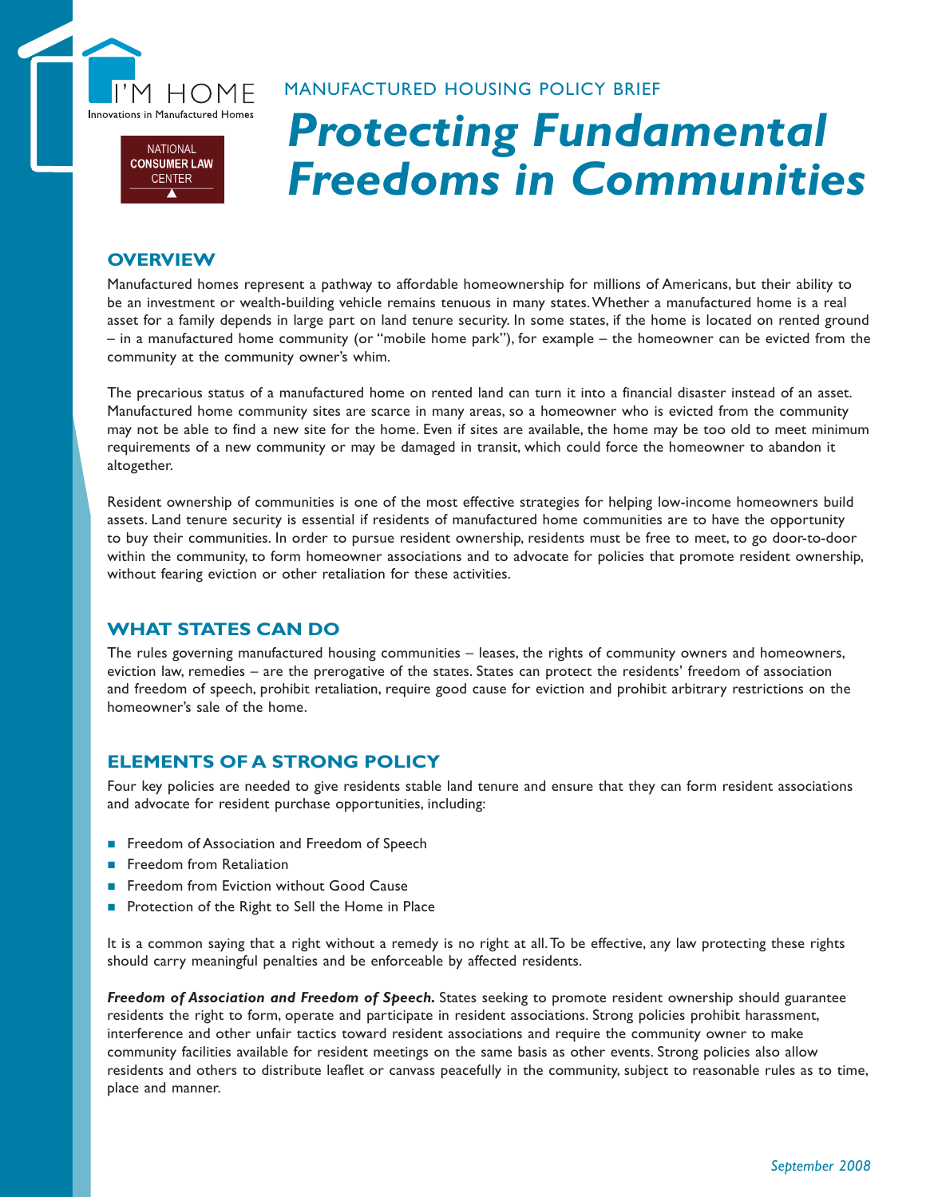I'M HOME
Innovations in Manufactured Homes

NATIONAL CONSUMER LAW CENTER

MANUFACTURED HOUSING POLICY BRIEF

# *Protecting Fundamental Freedoms in Communities*

## OVERVIEW

Manufactured homes represent a pathway to affordable homeownership for millions of Americans, but their ability to be an investment or wealth-building vehicle remains tenuous in many states. Whether a manufactured home is a real asset for a family depends in large part on land tenure security. In some states, if the home is located on rented ground – in a manufactured home community (or "mobile home park"), for example – the homeowner can be evicted from the community at the community owner's whim.

The precarious status of a manufactured home on rented land can turn it into a financial disaster instead of an asset. Manufactured home community sites are scarce in many areas, so a homeowner who is evicted from the community may not be able to find a new site for the home. Even if sites are available, the home may be too old to meet minimum requirements of a new community or may be damaged in transit, which could force the homeowner to abandon it altogether.

Resident ownership of communities is one of the most effective strategies for helping low-income homeowners build assets. Land tenure security is essential if residents of manufactured home communities are to have the opportunity to buy their communities. In order to pursue resident ownership, residents must be free to meet, to go door-to-door within the community, to form homeowner associations and to advocate for policies that promote resident ownership, without fearing eviction or other retaliation for these activities.

## WHAT STATES CAN DO

The rules governing manufactured housing communities – leases, the rights of community owners and homeowners, eviction law, remedies – are the prerogative of the states. States can protect the residents' freedom of association and freedom of speech, prohibit retaliation, require good cause for eviction and prohibit arbitrary restrictions on the homeowner's sale of the home.

## ELEMENTS OF A STRONG POLICY

Four key policies are needed to give residents stable land tenure and ensure that they can form resident associations and advocate for resident purchase opportunities, including:

- Freedom of Association and Freedom of Speech
- Freedom from Retaliation
- Freedom from Eviction without Good Cause
- Protection of the Right to Sell the Home in Place

It is a common saying that a right without a remedy is no right at all. To be effective, any law protecting these rights should carry meaningful penalties and be enforceable by affected residents.

***Freedom of Association and Freedom of Speech.*** States seeking to promote resident ownership should guarantee residents the right to form, operate and participate in resident associations. Strong policies prohibit harassment, interference and other unfair tactics toward resident associations and require the community owner to make community facilities available for resident meetings on the same basis as other events. Strong policies also allow residents and others to distribute leaflet or canvass peacefully in the community, subject to reasonable rules as to time, place and manner.

*September 2008*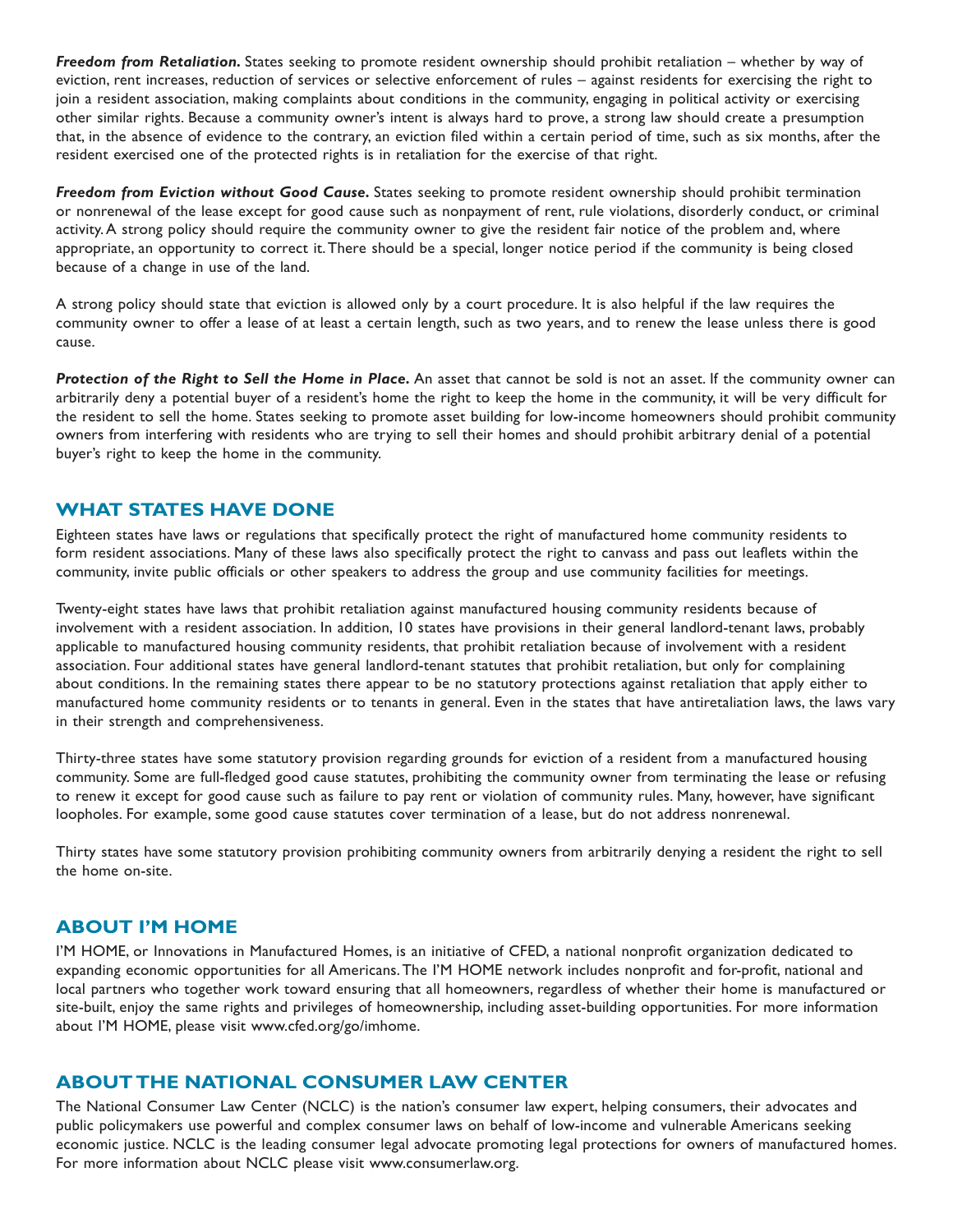***Freedom from Retaliation.*** States seeking to promote resident ownership should prohibit retaliation – whether by way of eviction, rent increases, reduction of services or selective enforcement of rules – against residents for exercising the right to join a resident association, making complaints about conditions in the community, engaging in political activity or exercising other similar rights. Because a community owner's intent is always hard to prove, a strong law should create a presumption that, in the absence of evidence to the contrary, an eviction filed within a certain period of time, such as six months, after the resident exercised one of the protected rights is in retaliation for the exercise of that right.

***Freedom from Eviction without Good Cause.*** States seeking to promote resident ownership should prohibit termination or nonrenewal of the lease except for good cause such as nonpayment of rent, rule violations, disorderly conduct, or criminal activity. A strong policy should require the community owner to give the resident fair notice of the problem and, where appropriate, an opportunity to correct it. There should be a special, longer notice period if the community is being closed because of a change in use of the land.

A strong policy should state that eviction is allowed only by a court procedure. It is also helpful if the law requires the community owner to offer a lease of at least a certain length, such as two years, and to renew the lease unless there is good cause.

***Protection of the Right to Sell the Home in Place.*** An asset that cannot be sold is not an asset. If the community owner can arbitrarily deny a potential buyer of a resident's home the right to keep the home in the community, it will be very difficult for the resident to sell the home. States seeking to promote asset building for low-income homeowners should prohibit community owners from interfering with residents who are trying to sell their homes and should prohibit arbitrary denial of a potential buyer's right to keep the home in the community.

## WHAT STATES HAVE DONE

Eighteen states have laws or regulations that specifically protect the right of manufactured home community residents to form resident associations. Many of these laws also specifically protect the right to canvass and pass out leaflets within the community, invite public officials or other speakers to address the group and use community facilities for meetings.

Twenty-eight states have laws that prohibit retaliation against manufactured housing community residents because of involvement with a resident association. In addition, 10 states have provisions in their general landlord-tenant laws, probably applicable to manufactured housing community residents, that prohibit retaliation because of involvement with a resident association. Four additional states have general landlord-tenant statutes that prohibit retaliation, but only for complaining about conditions. In the remaining states there appear to be no statutory protections against retaliation that apply either to manufactured home community residents or to tenants in general. Even in the states that have antiretaliation laws, the laws vary in their strength and comprehensiveness.

Thirty-three states have some statutory provision regarding grounds for eviction of a resident from a manufactured housing community. Some are full-fledged good cause statutes, prohibiting the community owner from terminating the lease or refusing to renew it except for good cause such as failure to pay rent or violation of community rules. Many, however, have significant loopholes. For example, some good cause statutes cover termination of a lease, but do not address nonrenewal.

Thirty states have some statutory provision prohibiting community owners from arbitrarily denying a resident the right to sell the home on-site.

## ABOUT I'M HOME

I'M HOME, or Innovations in Manufactured Homes, is an initiative of CFED, a national nonprofit organization dedicated to expanding economic opportunities for all Americans. The I'M HOME network includes nonprofit and for-profit, national and local partners who together work toward ensuring that all homeowners, regardless of whether their home is manufactured or site-built, enjoy the same rights and privileges of homeownership, including asset-building opportunities. For more information about I'M HOME, please visit www.cfed.org/go/imhome.

## ABOUT THE NATIONAL CONSUMER LAW CENTER

The National Consumer Law Center (NCLC) is the nation's consumer law expert, helping consumers, their advocates and public policymakers use powerful and complex consumer laws on behalf of low-income and vulnerable Americans seeking economic justice. NCLC is the leading consumer legal advocate promoting legal protections for owners of manufactured homes. For more information about NCLC please visit www.consumerlaw.org.